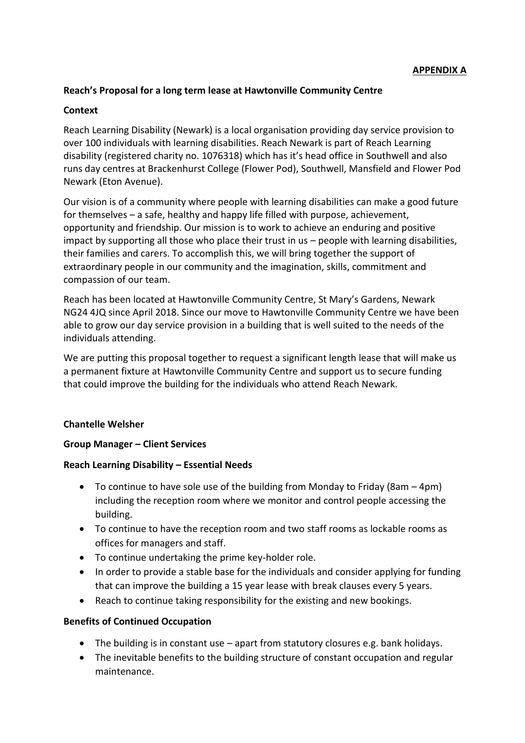**APPENDIX A**

**Reach's Proposal for a long term lease at Hawtonville Community Centre**

**Context**

Reach Learning Disability (Newark) is a local organisation providing day service provision to over 100 individuals with learning disabilities. Reach Newark is part of Reach Learning disability (registered charity no. 1076318) which has it's head office in Southwell and also runs day centres at Brackenhurst College (Flower Pod), Southwell, Mansfield and Flower Pod Newark (Eton Avenue).

Our vision is of a community where people with learning disabilities can make a good future for themselves – a safe, healthy and happy life filled with purpose, achievement, opportunity and friendship. Our mission is to work to achieve an enduring and positive impact by supporting all those who place their trust in us – people with learning disabilities, their families and carers. To accomplish this, we will bring together the support of extraordinary people in our community and the imagination, skills, commitment and compassion of our team.

Reach has been located at Hawtonville Community Centre, St Mary's Gardens, Newark NG24 4JQ since April 2018. Since our move to Hawtonville Community Centre we have been able to grow our day service provision in a building that is well suited to the needs of the individuals attending.

We are putting this proposal together to request a significant length lease that will make us a permanent fixture at Hawtonville Community Centre and support us to secure funding that could improve the building for the individuals who attend Reach Newark.

**Chantelle Welsher**

**Group Manager – Client Services**

**Reach Learning Disability – Essential Needs**

- To continue to have sole use of the building from Monday to Friday (8am – 4pm) including the reception room where we monitor and control people accessing the building.
- To continue to have the reception room and two staff rooms as lockable rooms as offices for managers and staff.
- To continue undertaking the prime key-holder role.
- In order to provide a stable base for the individuals and consider applying for funding that can improve the building a 15 year lease with break clauses every 5 years.
- Reach to continue taking responsibility for the existing and new bookings.

**Benefits of Continued Occupation**

- The building is in constant use – apart from statutory closures e.g. bank holidays.
- The inevitable benefits to the building structure of constant occupation and regular maintenance.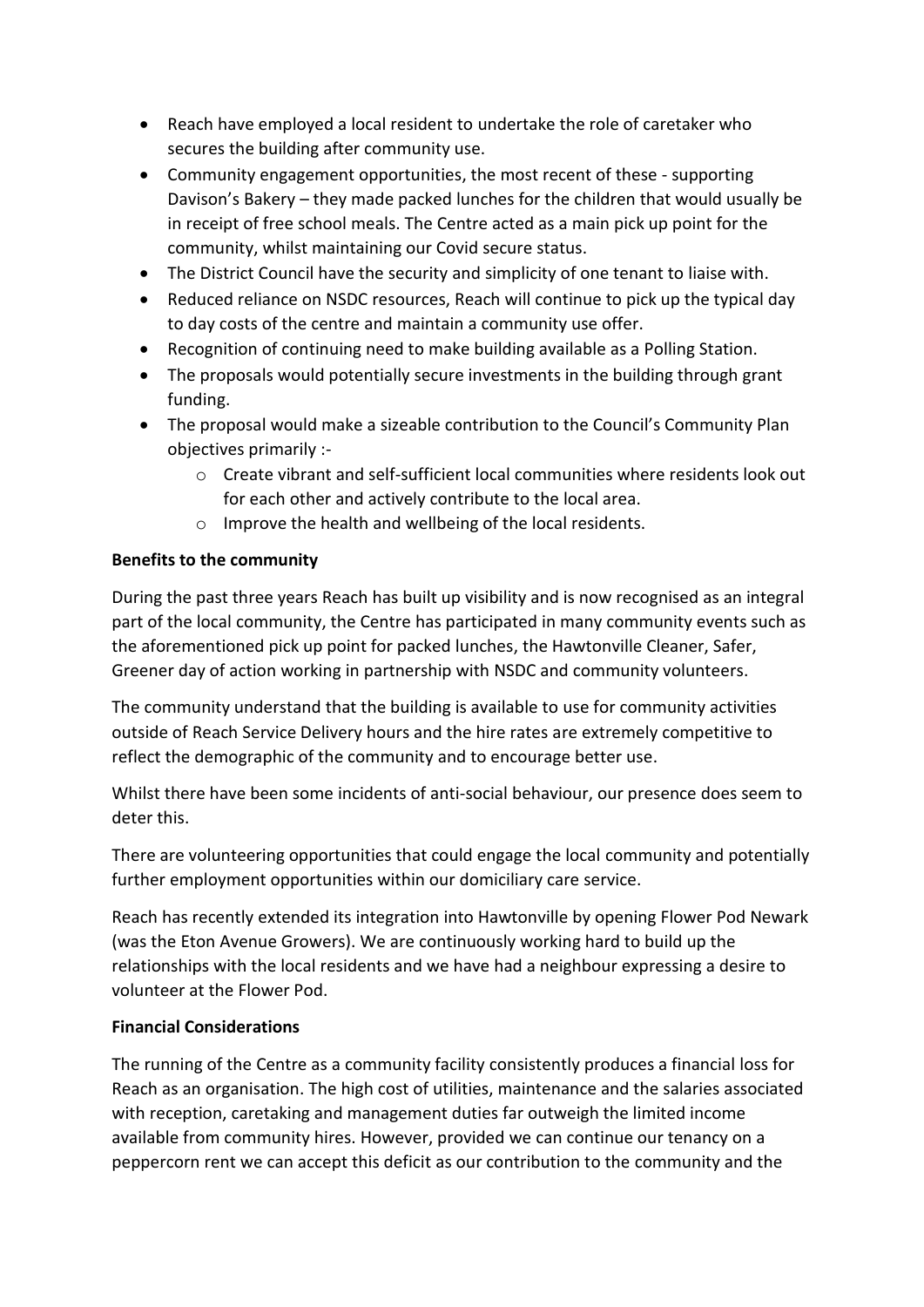- Reach have employed a local resident to undertake the role of caretaker who secures the building after community use.
- Community engagement opportunities, the most recent of these - supporting Davison's Bakery – they made packed lunches for the children that would usually be in receipt of free school meals. The Centre acted as a main pick up point for the community, whilst maintaining our Covid secure status.
- The District Council have the security and simplicity of one tenant to liaise with.
- Reduced reliance on NSDC resources, Reach will continue to pick up the typical day to day costs of the centre and maintain a community use offer.
- Recognition of continuing need to make building available as a Polling Station.
- The proposals would potentially secure investments in the building through grant funding.
- The proposal would make a sizeable contribution to the Council's Community Plan objectives primarily :-
  - Create vibrant and self-sufficient local communities where residents look out for each other and actively contribute to the local area.
  - Improve the health and wellbeing of the local residents.

**Benefits to the community**

During the past three years Reach has built up visibility and is now recognised as an integral part of the local community, the Centre has participated in many community events such as the aforementioned pick up point for packed lunches, the Hawtonville Cleaner, Safer, Greener day of action working in partnership with NSDC and community volunteers.

The community understand that the building is available to use for community activities outside of Reach Service Delivery hours and the hire rates are extremely competitive to reflect the demographic of the community and to encourage better use.

Whilst there have been some incidents of anti-social behaviour, our presence does seem to deter this.

There are volunteering opportunities that could engage the local community and potentially further employment opportunities within our domiciliary care service.

Reach has recently extended its integration into Hawtonville by opening Flower Pod Newark (was the Eton Avenue Growers). We are continuously working hard to build up the relationships with the local residents and we have had a neighbour expressing a desire to volunteer at the Flower Pod.

**Financial Considerations**

The running of the Centre as a community facility consistently produces a financial loss for Reach as an organisation. The high cost of utilities, maintenance and the salaries associated with reception, caretaking and management duties far outweigh the limited income available from community hires. However, provided we can continue our tenancy on a peppercorn rent we can accept this deficit as our contribution to the community and the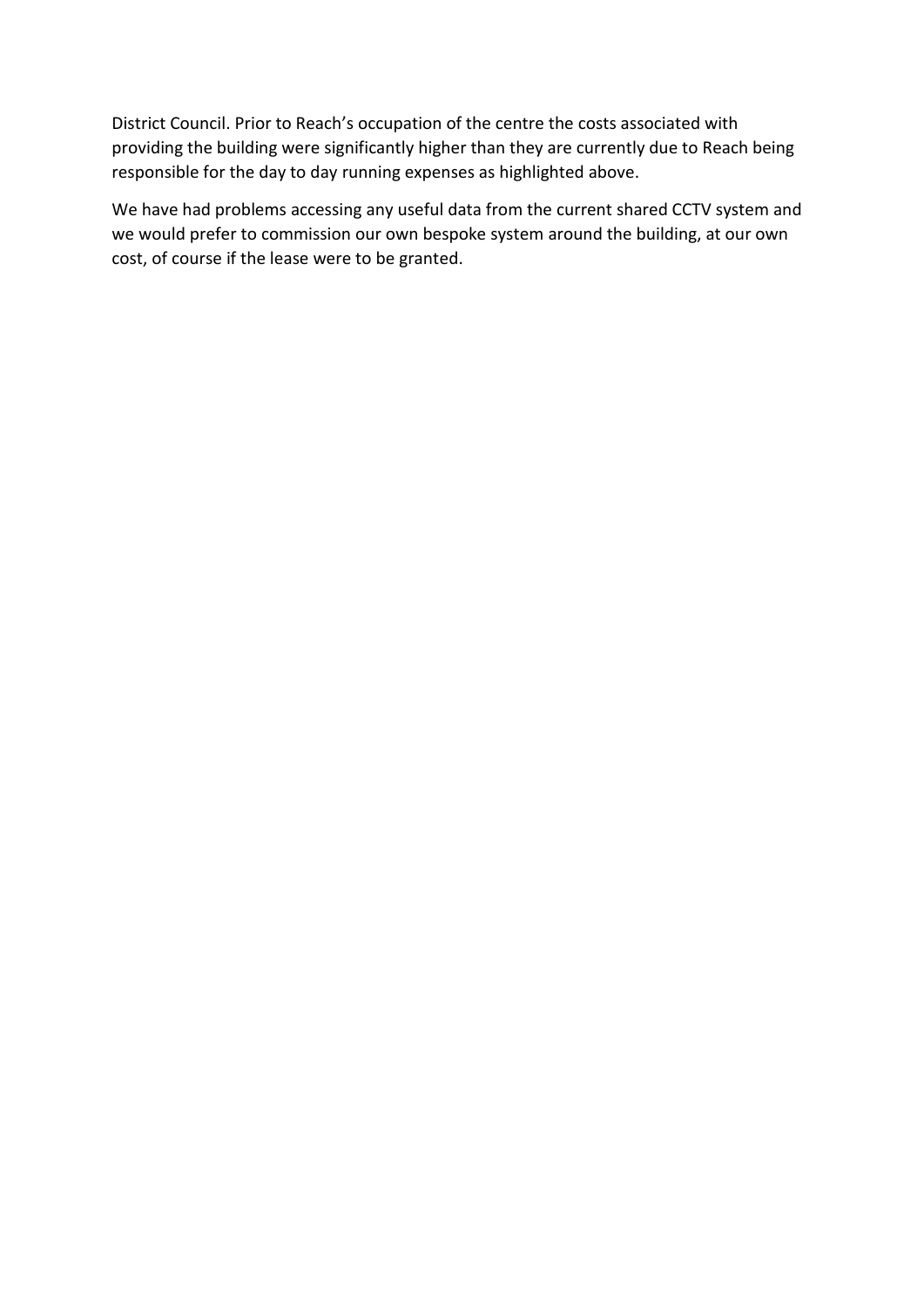District Council. Prior to Reach's occupation of the centre the costs associated with providing the building were significantly higher than they are currently due to Reach being responsible for the day to day running expenses as highlighted above.

We have had problems accessing any useful data from the current shared CCTV system and we would prefer to commission our own bespoke system around the building, at our own cost, of course if the lease were to be granted.